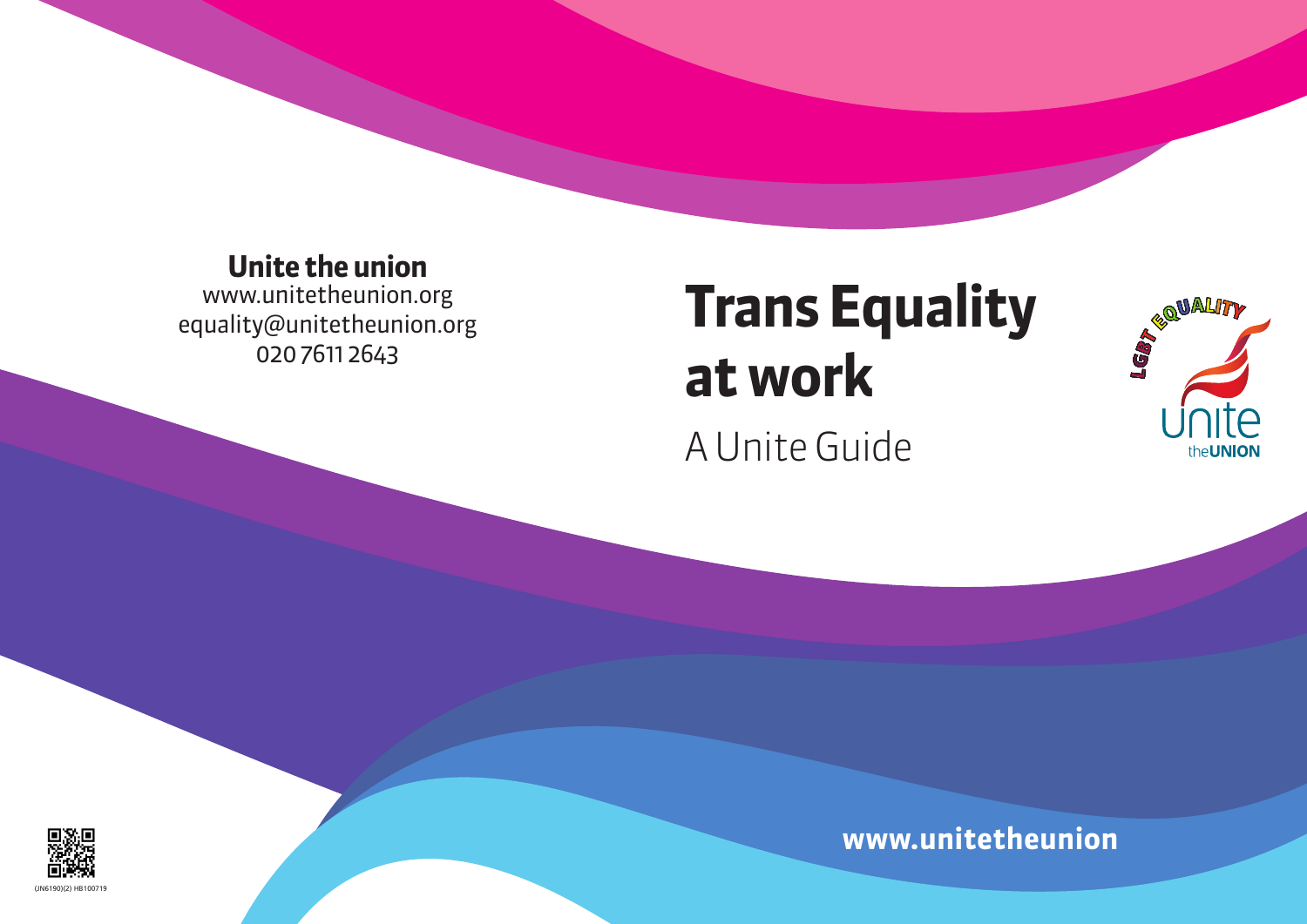**Unite the union**
www.unitetheunion.org
equality@unitetheunion.org
020 7611 2643

# Trans Equality at work

A Unite Guide

LGBT EQUALITY

Unite the UNION

www.unitetheunion

(JN6190)(2) HB100719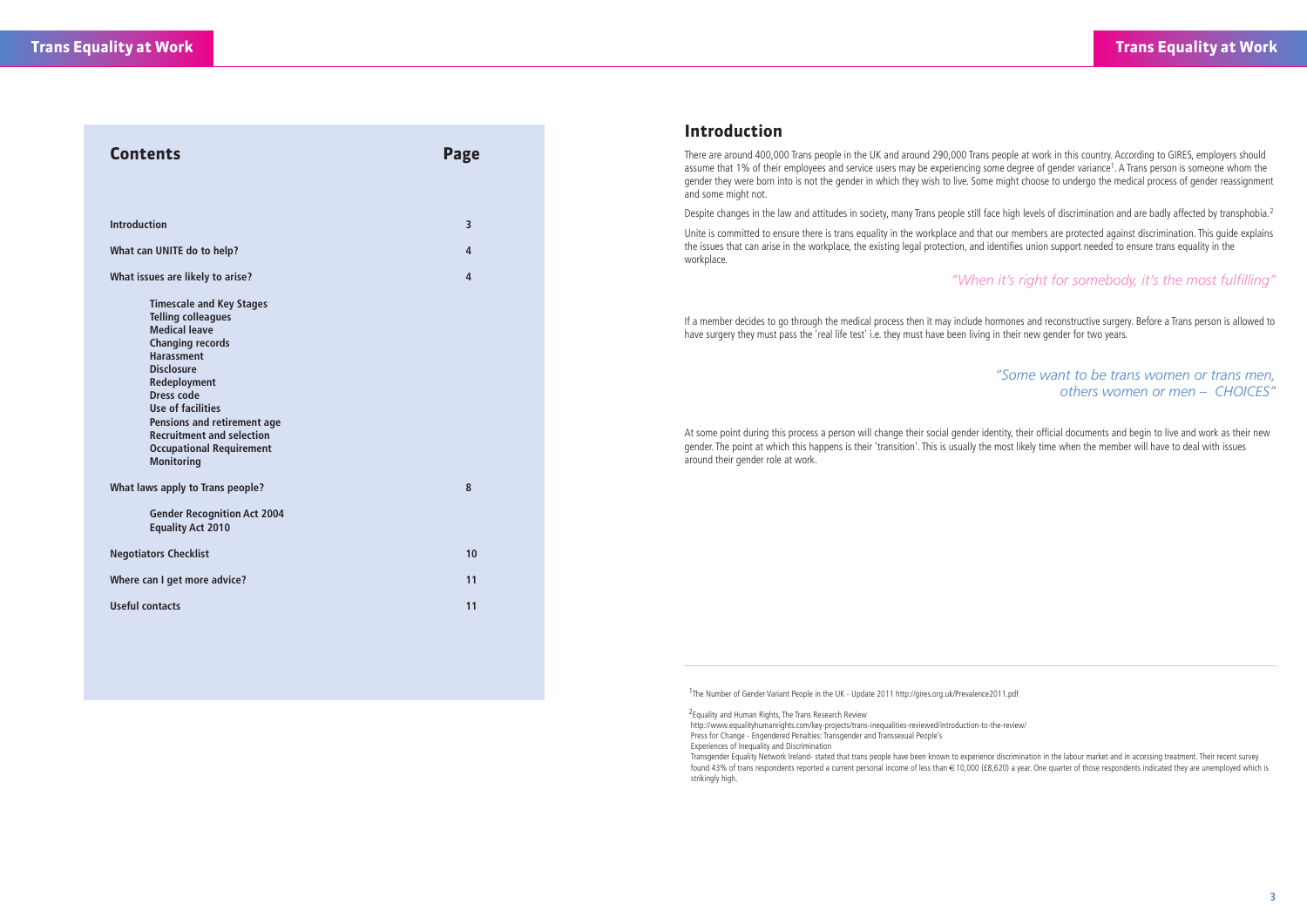## Contents

| | Page |
|---|---|
| **Introduction** | 3 |
| **What can UNITE do to help?** | 4 |
| **What issues are likely to arise?** | 4 |
| **Timescale and Key Stages** | |
| **Telling colleagues** | |
| **Medical leave** | |
| **Changing records** | |
| **Harassment** | |
| **Disclosure** | |
| **Redeployment** | |
| **Dress code** | |
| **Use of facilities** | |
| **Pensions and retirement age** | |
| **Recruitment and selection** | |
| **Occupational Requirement** | |
| **Monitoring** | |
| **What laws apply to Trans people?** | 8 |
| **Gender Recognition Act 2004** | |
| **Equality Act 2010** | |
| **Negotiators Checklist** | 10 |
| **Where can I get more advice?** | 11 |
| **Useful contacts** | 11 |

## Introduction

There are around 400,000 Trans people in the UK and around 290,000 Trans people at work in this country. According to GIRES, employers should assume that 1% of their employees and service users may be experiencing some degree of gender variance[1]. A Trans person is someone whom the gender they were born into is not the gender in which they wish to live. Some might choose to undergo the medical process of gender reassignment and some might not.

Despite changes in the law and attitudes in society, many Trans people still face high levels of discrimination and are badly affected by transphobia.[2]

Unite is committed to ensure there is trans equality in the workplace and that our members are protected against discrimination. This guide explains the issues that can arise in the workplace, the existing legal protection, and identifies union support needed to ensure trans equality in the workplace.

*"When it's right for somebody, it's the most fulfilling"*

If a member decides to go through the medical process then it may include hormones and reconstructive surgery. Before a Trans person is allowed to have surgery they must pass the 'real life test' i.e. they must have been living in their new gender for two years.

*"Some want to be trans women or trans men, others women or men – CHOICES"*

At some point during this process a person will change their social gender identity, their official documents and begin to live and work as their new gender. The point at which this happens is their 'transition'. This is usually the most likely time when the member will have to deal with issues around their gender role at work.

---

[1] The Number of Gender Variant People in the UK - Update 2011 http://gires.org.uk/Prevalence2011.pdf

[2] Equality and Human Rights, The Trans Research Review
http://www.equalityhumanrights.com/key-projects/trans-inequalities-reviewed/introduction-to-the-review/
Press for Change - Engendered Penalties: Transgender and Transsexual People's
Experiences of Inequality and Discrimination
Transgender Equality Network Ireland- stated that trans people have been known to experience discrimination in the labour market and in accessing treatment. Their recent survey found 43% of trans respondents reported a current personal income of less than €10,000 (£8,620) a year. One quarter of those respondents indicated they are unemployed which is strikingly high.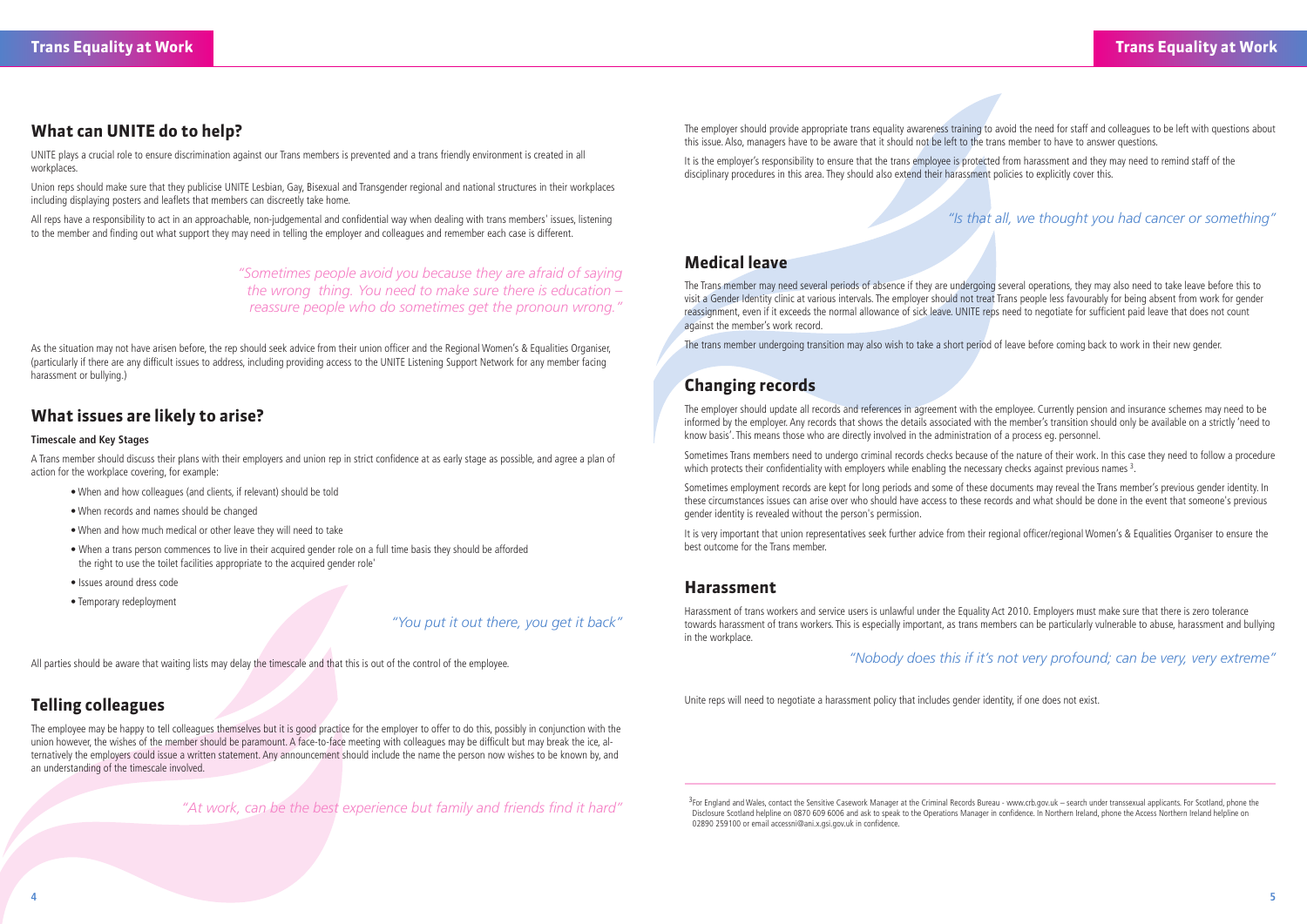## What can UNITE do to help?

UNITE plays a crucial role to ensure discrimination against our Trans members is prevented and a trans friendly environment is created in all workplaces.

Union reps should make sure that they publicise UNITE Lesbian, Gay, Bisexual and Transgender regional and national structures in their workplaces including displaying posters and leaflets that members can discreetly take home.

All reps have a responsibility to act in an approachable, non-judgemental and confidential way when dealing with trans members' issues, listening to the member and finding out what support they may need in telling the employer and colleagues and remember each case is different.

*"Sometimes people avoid you because they are afraid of saying the wrong thing. You need to make sure there is education – reassure people who do sometimes get the pronoun wrong."*

As the situation may not have arisen before, the rep should seek advice from their union officer and the Regional Women's & Equalities Organiser, (particularly if there are any difficult issues to address, including providing access to the UNITE Listening Support Network for any member facing harassment or bullying.)

## What issues are likely to arise?

**Timescale and Key Stages**

A Trans member should discuss their plans with their employers and union rep in strict confidence at as early stage as possible, and agree a plan of action for the workplace covering, for example:

- When and how colleagues (and clients, if relevant) should be told
- When records and names should be changed
- When and how much medical or other leave they will need to take
- When a trans person commences to live in their acquired gender role on a full time basis they should be afforded the right to use the toilet facilities appropriate to the acquired gender role'
- Issues around dress code
- Temporary redeployment

*"You put it out there, you get it back"*

All parties should be aware that waiting lists may delay the timescale and that this is out of the control of the employee.

## Telling colleagues

The employee may be happy to tell colleagues themselves but it is good practice for the employer to offer to do this, possibly in conjunction with the union however, the wishes of the member should be paramount. A face-to-face meeting with colleagues may be difficult but may break the ice, alternatively the employers could issue a written statement. Any announcement should include the name the person now wishes to be known by, and an understanding of the timescale involved.

*"At work, can be the best experience but family and friends find it hard"*

The employer should provide appropriate trans equality awareness training to avoid the need for staff and colleagues to be left with questions about this issue. Also, managers have to be aware that it should not be left to the trans member to have to answer questions.

It is the employer's responsibility to ensure that the trans employee is protected from harassment and they may need to remind staff of the disciplinary procedures in this area. They should also extend their harassment policies to explicitly cover this.

*"Is that all, we thought you had cancer or something"*

## Medical leave

The Trans member may need several periods of absence if they are undergoing several operations, they may also need to take leave before this to visit a Gender Identity clinic at various intervals. The employer should not treat Trans people less favourably for being absent from work for gender reassignment, even if it exceeds the normal allowance of sick leave. UNITE reps need to negotiate for sufficient paid leave that does not count against the member's work record.

The trans member undergoing transition may also wish to take a short period of leave before coming back to work in their new gender.

## Changing records

The employer should update all records and references in agreement with the employee. Currently pension and insurance schemes may need to be informed by the employer. Any records that shows the details associated with the member's transition should only be available on a strictly 'need to know basis'. This means those who are directly involved in the administration of a process eg. personnel.

Sometimes Trans members need to undergo criminal records checks because of the nature of their work. In this case they need to follow a procedure which protects their confidentiality with employers while enabling the necessary checks against previous names [3].

Sometimes employment records are kept for long periods and some of these documents may reveal the Trans member's previous gender identity. In these circumstances issues can arise over who should have access to these records and what should be done in the event that someone's previous gender identity is revealed without the person's permission.

It is very important that union representatives seek further advice from their regional officer/regional Women's & Equalities Organiser to ensure the best outcome for the Trans member.

## Harassment

Harassment of trans workers and service users is unlawful under the Equality Act 2010. Employers must make sure that there is zero tolerance towards harassment of trans workers. This is especially important, as trans members can be particularly vulnerable to abuse, harassment and bullying in the workplace.

*"Nobody does this if it's not very profound; can be very, very extreme"*

Unite reps will need to negotiate a harassment policy that includes gender identity, if one does not exist.

---

[3] For England and Wales, contact the Sensitive Casework Manager at the Criminal Records Bureau - www.crb.gov.uk – search under transsexual applicants. For Scotland, phone the Disclosure Scotland helpline on 0870 609 6006 and ask to speak to the Operations Manager in confidence. In Northern Ireland, phone the Access Northern Ireland helpline on 02890 259100 or email accessni@ani.x.gsi.gov.uk in confidence.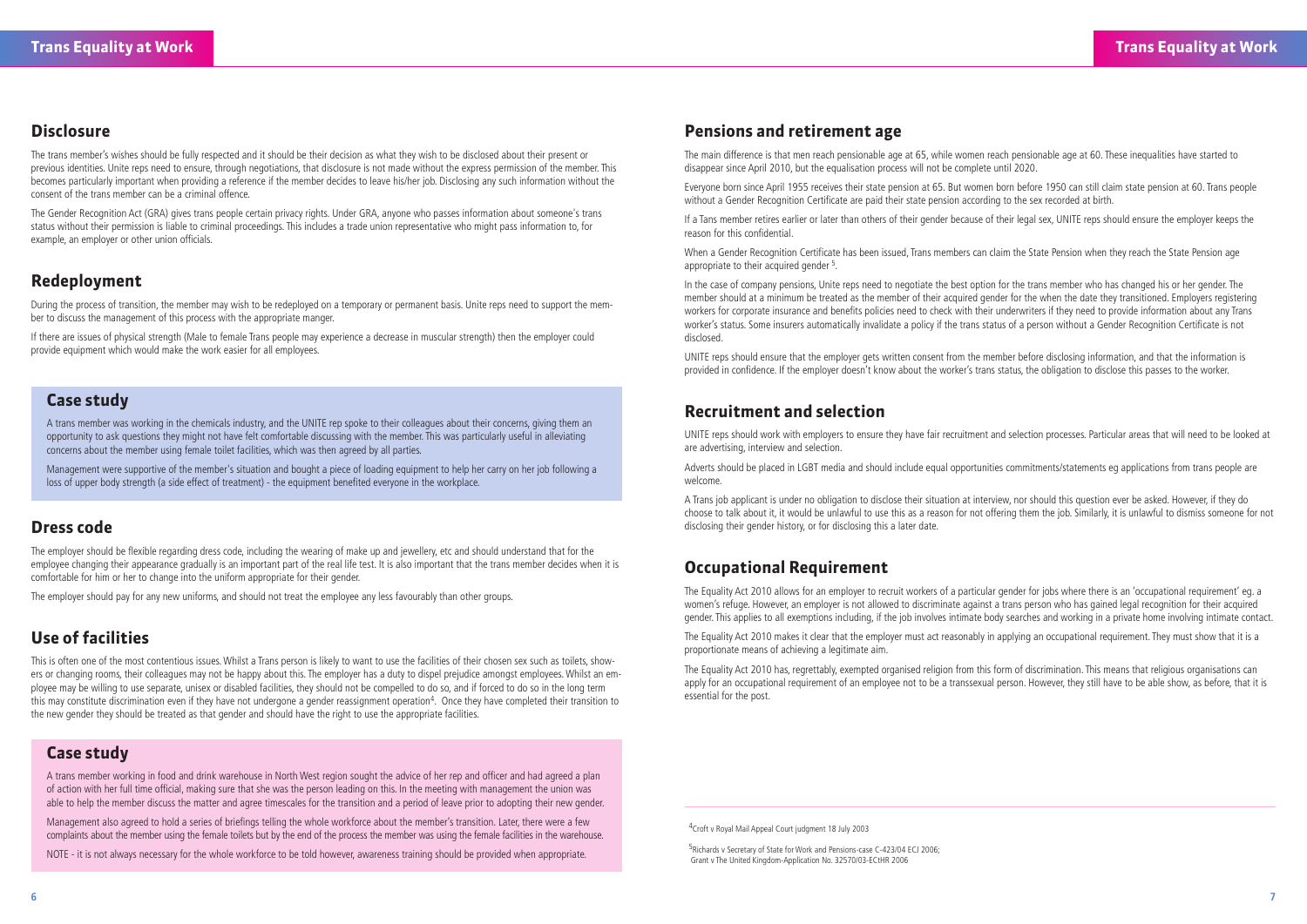## Disclosure

The trans member's wishes should be fully respected and it should be their decision as what they wish to be disclosed about their present or previous identities. Unite reps need to ensure, through negotiations, that disclosure is not made without the express permission of the member. This becomes particularly important when providing a reference if the member decides to leave his/her job. Disclosing any such information without the consent of the trans member can be a criminal offence.

The Gender Recognition Act (GRA) gives trans people certain privacy rights. Under GRA, anyone who passes information about someone's trans status without their permission is liable to criminal proceedings. This includes a trade union representative who might pass information to, for example, an employer or other union officials.

## Redeployment

During the process of transition, the member may wish to be redeployed on a temporary or permanent basis. Unite reps need to support the member to discuss the management of this process with the appropriate manger.

If there are issues of physical strength (Male to female Trans people may experience a decrease in muscular strength) then the employer could provide equipment which would make the work easier for all employees.

## Case study

A trans member was working in the chemicals industry, and the UNITE rep spoke to their colleagues about their concerns, giving them an opportunity to ask questions they might not have felt comfortable discussing with the member. This was particularly useful in alleviating concerns about the member using female toilet facilities, which was then agreed by all parties.

Management were supportive of the member's situation and bought a piece of loading equipment to help her carry on her job following a loss of upper body strength (a side effect of treatment) - the equipment benefited everyone in the workplace.

## Dress code

The employer should be flexible regarding dress code, including the wearing of make up and jewellery, etc and should understand that for the employee changing their appearance gradually is an important part of the real life test. It is also important that the trans member decides when it is comfortable for him or her to change into the uniform appropriate for their gender.

The employer should pay for any new uniforms, and should not treat the employee any less favourably than other groups.

## Use of facilities

This is often one of the most contentious issues. Whilst a Trans person is likely to want to use the facilities of their chosen sex such as toilets, showers or changing rooms, their colleagues may not be happy about this. The employer has a duty to dispel prejudice amongst employees. Whilst an employee may be willing to use separate, unisex or disabled facilities, they should not be compelled to do so, and if forced to do so in the long term this may constitute discrimination even if they have not undergone a gender reassignment operation[4]. Once they have completed their transition to the new gender they should be treated as that gender and should have the right to use the appropriate facilities.

## Case study

A trans member working in food and drink warehouse in North West region sought the advice of her rep and officer and had agreed a plan of action with her full time official, making sure that she was the person leading on this. In the meeting with management the union was able to help the member discuss the matter and agree timescales for the transition and a period of leave prior to adopting their new gender.

Management also agreed to hold a series of briefings telling the whole workforce about the member's transition. Later, there were a few complaints about the member using the female toilets but by the end of the process the member was using the female facilities in the warehouse.

NOTE - it is not always necessary for the whole workforce to be told however, awareness training should be provided when appropriate.

## Pensions and retirement age

The main difference is that men reach pensionable age at 65, while women reach pensionable age at 60. These inequalities have started to disappear since April 2010, but the equalisation process will not be complete until 2020.

Everyone born since April 1955 receives their state pension at 65. But women born before 1950 can still claim state pension at 60. Trans people without a Gender Recognition Certificate are paid their state pension according to the sex recorded at birth.

If a Tans member retires earlier or later than others of their gender because of their legal sex, UNITE reps should ensure the employer keeps the reason for this confidential.

When a Gender Recognition Certificate has been issued, Trans members can claim the State Pension when they reach the State Pension age appropriate to their acquired gender [5].

In the case of company pensions, Unite reps need to negotiate the best option for the trans member who has changed his or her gender. The member should at a minimum be treated as the member of their acquired gender for the when the date they transitioned. Employers registering workers for corporate insurance and benefits policies need to check with their underwriters if they need to provide information about any Trans worker's status. Some insurers automatically invalidate a policy if the trans status of a person without a Gender Recognition Certificate is not disclosed.

UNITE reps should ensure that the employer gets written consent from the member before disclosing information, and that the information is provided in confidence. If the employer doesn't know about the worker's trans status, the obligation to disclose this passes to the worker.

## Recruitment and selection

UNITE reps should work with employers to ensure they have fair recruitment and selection processes. Particular areas that will need to be looked at are advertising, interview and selection.

Adverts should be placed in LGBT media and should include equal opportunities commitments/statements eg applications from trans people are welcome.

A Trans job applicant is under no obligation to disclose their situation at interview, nor should this question ever be asked. However, if they do choose to talk about it, it would be unlawful to use this as a reason for not offering them the job. Similarly, it is unlawful to dismiss someone for not disclosing their gender history, or for disclosing this a later date.

## Occupational Requirement

The Equality Act 2010 allows for an employer to recruit workers of a particular gender for jobs where there is an 'occupational requirement' eg. a women's refuge. However, an employer is not allowed to discriminate against a trans person who has gained legal recognition for their acquired gender. This applies to all exemptions including, if the job involves intimate body searches and working in a private home involving intimate contact.

The Equality Act 2010 makes it clear that the employer must act reasonably in applying an occupational requirement. They must show that it is a proportionate means of achieving a legitimate aim.

The Equality Act 2010 has, regrettably, exempted organised religion from this form of discrimination. This means that religious organisations can apply for an occupational requirement of an employee not to be a transsexual person. However, they still have to be able show, as before, that it is essential for the post.

---

[4] Croft v Royal Mail Appeal Court judgment 18 July 2003

[5] Richards v Secretary of State for Work and Pensions-case C-423/04 ECJ 2006; Grant v The United Kingdom-Application No. 32570/03-ECtHR 2006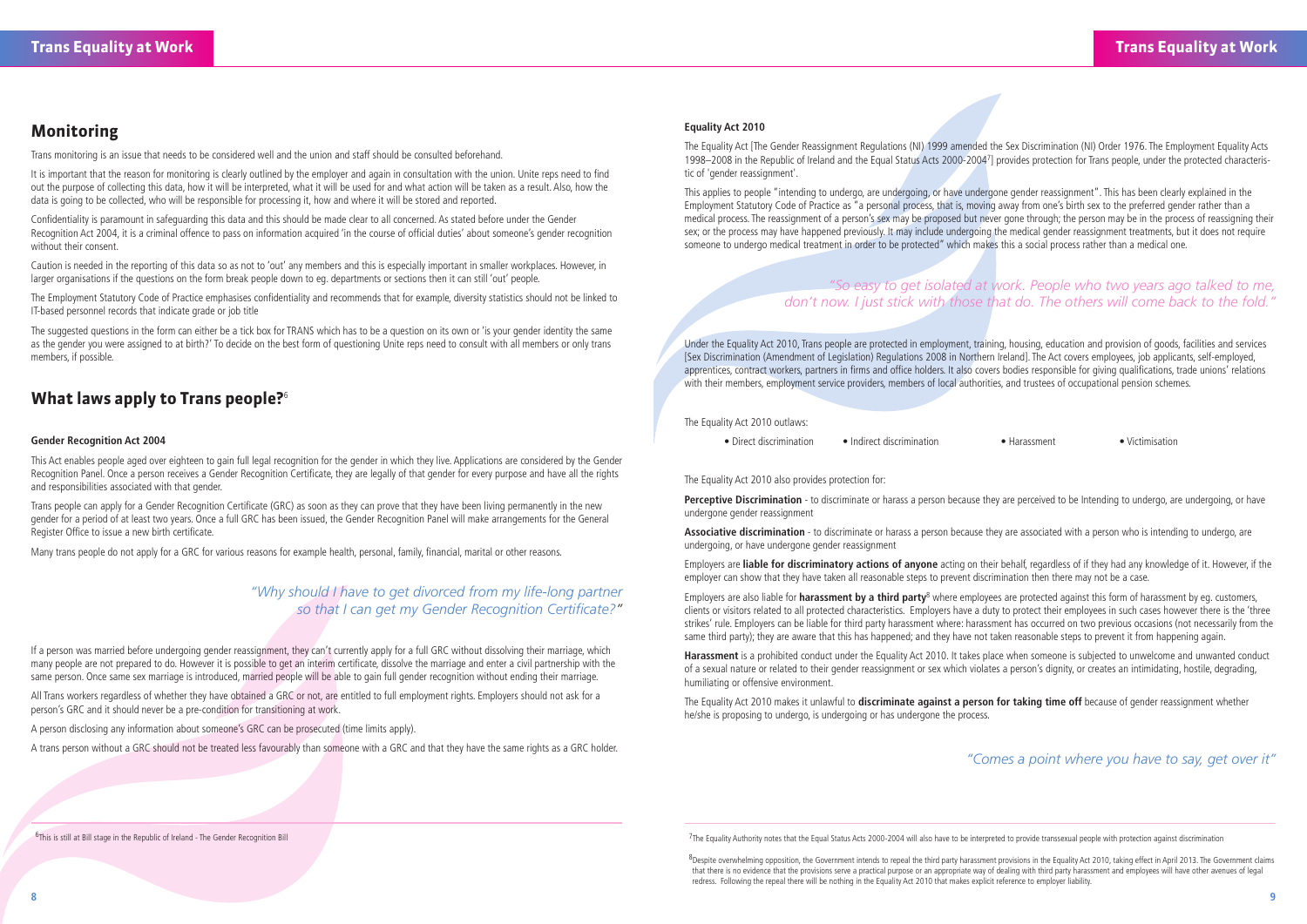## Monitoring

Trans monitoring is an issue that needs to be considered well and the union and staff should be consulted beforehand.

It is important that the reason for monitoring is clearly outlined by the employer and again in consultation with the union. Unite reps need to find out the purpose of collecting this data, how it will be interpreted, what it will be used for and what action will be taken as a result. Also, how the data is going to be collected, who will be responsible for processing it, how and where it will be stored and reported.

Confidentiality is paramount in safeguarding this data and this should be made clear to all concerned. As stated before under the Gender Recognition Act 2004, it is a criminal offence to pass on information acquired 'in the course of official duties' about someone's gender recognition without their consent.

Caution is needed in the reporting of this data so as not to 'out' any members and this is especially important in smaller workplaces. However, in larger organisations if the questions on the form break people down to eg. departments or sections then it can still 'out' people.

The Employment Statutory Code of Practice emphasises confidentiality and recommends that for example, diversity statistics should not be linked to IT-based personnel records that indicate grade or job title

The suggested questions in the form can either be a tick box for TRANS which has to be a question on its own or 'is your gender identity the same as the gender you were assigned to at birth?' To decide on the best form of questioning Unite reps need to consult with all members or only trans members, if possible.

## What laws apply to Trans people?[6]

### Gender Recognition Act 2004

This Act enables people aged over eighteen to gain full legal recognition for the gender in which they live. Applications are considered by the Gender Recognition Panel. Once a person receives a Gender Recognition Certificate, they are legally of that gender for every purpose and have all the rights and responsibilities associated with that gender.

Trans people can apply for a Gender Recognition Certificate (GRC) as soon as they can prove that they have been living permanently in the new gender for a period of at least two years. Once a full GRC has been issued, the Gender Recognition Panel will make arrangements for the General Register Office to issue a new birth certificate.

Many trans people do not apply for a GRC for various reasons for example health, personal, family, financial, marital or other reasons.

*"Why should I have to get divorced from my life-long partner so that I can get my Gender Recognition Certificate?"*

If a person was married before undergoing gender reassignment, they can't currently apply for a full GRC without dissolving their marriage, which many people are not prepared to do. However it is possible to get an interim certificate, dissolve the marriage and enter a civil partnership with the same person. Once same sex marriage is introduced, married people will be able to gain full gender recognition without ending their marriage.

All Trans workers regardless of whether they have obtained a GRC or not, are entitled to full employment rights. Employers should not ask for a person's GRC and it should never be a pre-condition for transitioning at work.

A person disclosing any information about someone's GRC can be prosecuted (time limits apply).

A trans person without a GRC should not be treated less favourably than someone with a GRC and that they have the same rights as a GRC holder.

[6] This is still at Bill stage in the Republic of Ireland - The Gender Recognition Bill

### Equality Act 2010

The Equality Act [The Gender Reassignment Regulations (NI) 1999 amended the Sex Discrimination (NI) Order 1976. The Employment Equality Acts 1998–2008 in the Republic of Ireland and the Equal Status Acts 2000-2004[7]] provides protection for Trans people, under the protected characteristic of 'gender reassignment'.

This applies to people "intending to undergo, are undergoing, or have undergone gender reassignment". This has been clearly explained in the Employment Statutory Code of Practice as "a personal process, that is, moving away from one's birth sex to the preferred gender rather than a medical process. The reassignment of a person's sex may be proposed but never gone through; the person may be in the process of reassigning their sex; or the process may have happened previously. It may include undergoing the medical gender reassignment treatments, but it does not require someone to undergo medical treatment in order to be protected" which makes this a social process rather than a medical one.

*"So easy to get isolated at work. People who two years ago talked to me, don't now. I just stick with those that do. The others will come back to the fold."*

Under the Equality Act 2010, Trans people are protected in employment, training, housing, education and provision of goods, facilities and services [Sex Discrimination (Amendment of Legislation) Regulations 2008 in Northern Ireland]. The Act covers employees, job applicants, self-employed, apprentices, contract workers, partners in firms and office holders. It also covers bodies responsible for giving qualifications, trade unions' relations with their members, employment service providers, members of local authorities, and trustees of occupational pension schemes.

The Equality Act 2010 outlaws:

- Direct discrimination
- Indirect discrimination
- Harassment
- Victimisation

The Equality Act 2010 also provides protection for:

**Perceptive Discrimination** - to discriminate or harass a person because they are perceived to be Intending to undergo, are undergoing, or have undergone gender reassignment

**Associative discrimination** - to discriminate or harass a person because they are associated with a person who is intending to undergo, are undergoing, or have undergone gender reassignment

Employers are **liable for discriminatory actions of anyone** acting on their behalf, regardless of if they had any knowledge of it. However, if the employer can show that they have taken all reasonable steps to prevent discrimination then there may not be a case.

Employers are also liable for **harassment by a third party**[8] where employees are protected against this form of harassment by eg. customers, clients or visitors related to all protected characteristics. Employers have a duty to protect their employees in such cases however there is the 'three strikes' rule. Employers can be liable for third party harassment where: harassment has occurred on two previous occasions (not necessarily from the same third party); they are aware that this has happened; and they have not taken reasonable steps to prevent it from happening again.

**Harassment** is a prohibited conduct under the Equality Act 2010. It takes place when someone is subjected to unwelcome and unwanted conduct of a sexual nature or related to their gender reassignment or sex which violates a person's dignity, or creates an intimidating, hostile, degrading, humiliating or offensive environment.

The Equality Act 2010 makes it unlawful to **discriminate against a person for taking time off** because of gender reassignment whether he/she is proposing to undergo, is undergoing or has undergone the process.

*"Comes a point where you have to say, get over it"*

[7] The Equality Authority notes that the Equal Status Acts 2000-2004 will also have to be interpreted to provide transsexual people with protection against discrimination

[8] Despite overwhelming opposition, the Government intends to repeal the third party harassment provisions in the Equality Act 2010, taking effect in April 2013. The Government claims that there is no evidence that the provisions serve a practical purpose or an appropriate way of dealing with third party harassment and employees will have other avenues of legal redress. Following the repeal there will be nothing in the Equality Act 2010 that makes explicit reference to employer liability.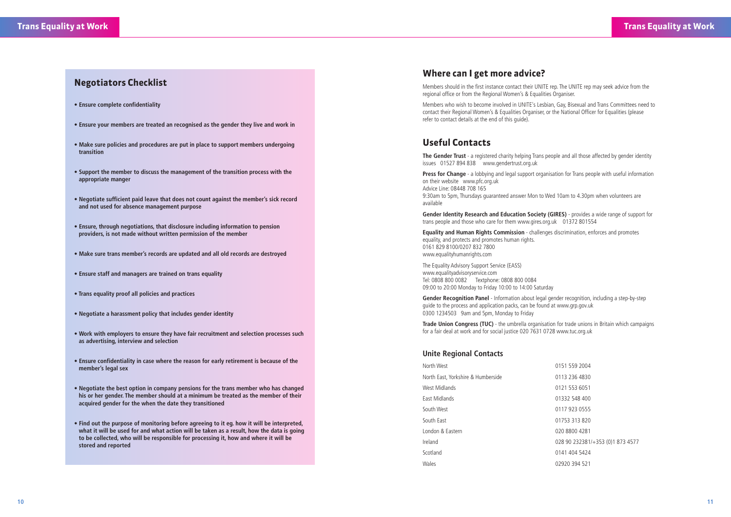## Negotiators Checklist

- **Ensure complete confidentiality**
- **Ensure your members are treated an recognised as the gender they live and work in**
- **Make sure policies and procedures are put in place to support members undergoing transition**
- **Support the member to discuss the management of the transition process with the appropriate manger**
- **Negotiate sufficient paid leave that does not count against the member's sick record and not used for absence management purpose**
- **Ensure, through negotiations, that disclosure including information to pension providers, is not made without written permission of the member**
- **Make sure trans member's records are updated and all old records are destroyed**
- **Ensure staff and managers are trained on trans equality**
- **Trans equality proof all policies and practices**
- **Negotiate a harassment policy that includes gender identity**
- **Work with employers to ensure they have fair recruitment and selection processes such as advertising, interview and selection**
- **Ensure confidentiality in case where the reason for early retirement is because of the member's legal sex**
- **Negotiate the best option in company pensions for the trans member who has changed his or her gender. The member should at a minimum be treated as the member of their acquired gender for the when the date they transitioned**
- **Find out the purpose of monitoring before agreeing to it eg. how it will be interpreted, what it will be used for and what action will be taken as a result, how the data is going to be collected, who will be responsible for processing it, how and where it will be stored and reported**

## Where can I get more advice?

Members should in the first instance contact their UNITE rep. The UNITE rep may seek advice from the regional office or from the Regional Women's & Equalities Organiser.

Members who wish to become involved in UNITE's Lesbian, Gay, Bisexual and Trans Committees need to contact their Regional Women's & Equalities Organiser, or the National Officer for Equalities (please refer to contact details at the end of this guide).

## Useful Contacts

**The Gender Trust** - a registered charity helping Trans people and all those affected by gender identity issues 01527 894 838 www.gendertrust.org.uk

**Press for Change** - a lobbying and legal support organisation for Trans people with useful information on their website www.pfc.org.uk
Advice Line: 08448 708 165
9:30am to 5pm, Thursdays guaranteed answer Mon to Wed 10am to 4.30pm when volunteers are available

**Gender Identity Research and Education Society (GIRES)** - provides a wide range of support for trans people and those who care for them www.gires.org.uk 01372 801554

**Equality and Human Rights Commission** - challenges discrimination, enforces and promotes equality, and protects and promotes human rights.
0161 829 8100/0207 832 7800
www.equalityhumanrights.com

The Equality Advisory Support Service (EASS)
www.equalityadvisoryservice.com
Tel: 0808 800 0082 Textphone: 0808 800 0084
09:00 to 20:00 Monday to Friday 10:00 to 14:00 Saturday

**Gender Recognition Panel** - Information about legal gender recognition, including a step-by-step guide to the process and application packs, can be found at www.grp.gov.uk
0300 1234503 9am and 5pm, Monday to Friday

**Trade Union Congress (TUC)** - the umbrella organisation for trade unions in Britain which campaigns for a fair deal at work and for social justice 020 7631 0728 www.tuc.org.uk

### Unite Regional Contacts

| | |
|---|---|
| North West | 0151 559 2004 |
| North East, Yorkshire & Humberside | 0113 236 4830 |
| West Midlands | 0121 553 6051 |
| East Midlands | 01332 548 400 |
| South West | 0117 923 0555 |
| South East | 01753 313 820 |
| London & Eastern | 020 8800 4281 |
| Ireland | 028 90 232381/+353 (0)1 873 4577 |
| Scotland | 0141 404 5424 |
| Wales | 02920 394 521 |